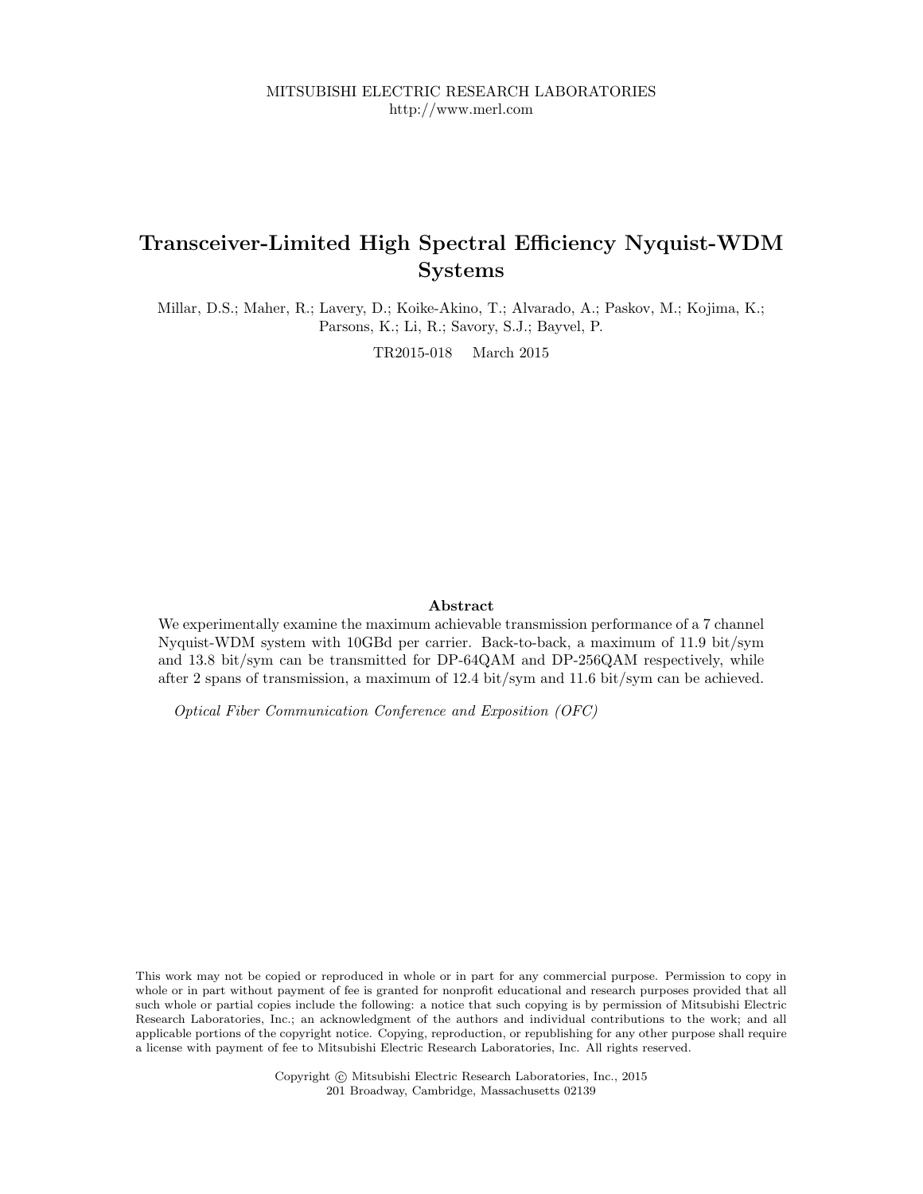MITSUBISHI ELECTRIC RESEARCH LABORATORIES
http://www.merl.com

# Transceiver-Limited High Spectral Efficiency Nyquist-WDM Systems

Millar, D.S.; Maher, R.; Lavery, D.; Koike-Akino, T.; Alvarado, A.; Paskov, M.; Kojima, K.; Parsons, K.; Li, R.; Savory, S.J.; Bayvel, P.

TR2015-018 March 2015

## Abstract

We experimentally examine the maximum achievable transmission performance of a 7 channel Nyquist-WDM system with 10GBd per carrier. Back-to-back, a maximum of 11.9 bit/sym and 13.8 bit/sym can be transmitted for DP-64QAM and DP-256QAM respectively, while after 2 spans of transmission, a maximum of 12.4 bit/sym and 11.6 bit/sym can be achieved.

*Optical Fiber Communication Conference and Exposition (OFC)*

This work may not be copied or reproduced in whole or in part for any commercial purpose. Permission to copy in whole or in part without payment of fee is granted for nonprofit educational and research purposes provided that all such whole or partial copies include the following: a notice that such copying is by permission of Mitsubishi Electric Research Laboratories, Inc.; an acknowledgment of the authors and individual contributions to the work; and all applicable portions of the copyright notice. Copying, reproduction, or republishing for any other purpose shall require a license with payment of fee to Mitsubishi Electric Research Laboratories, Inc. All rights reserved.

Copyright © Mitsubishi Electric Research Laboratories, Inc., 2015
201 Broadway, Cambridge, Massachusetts 02139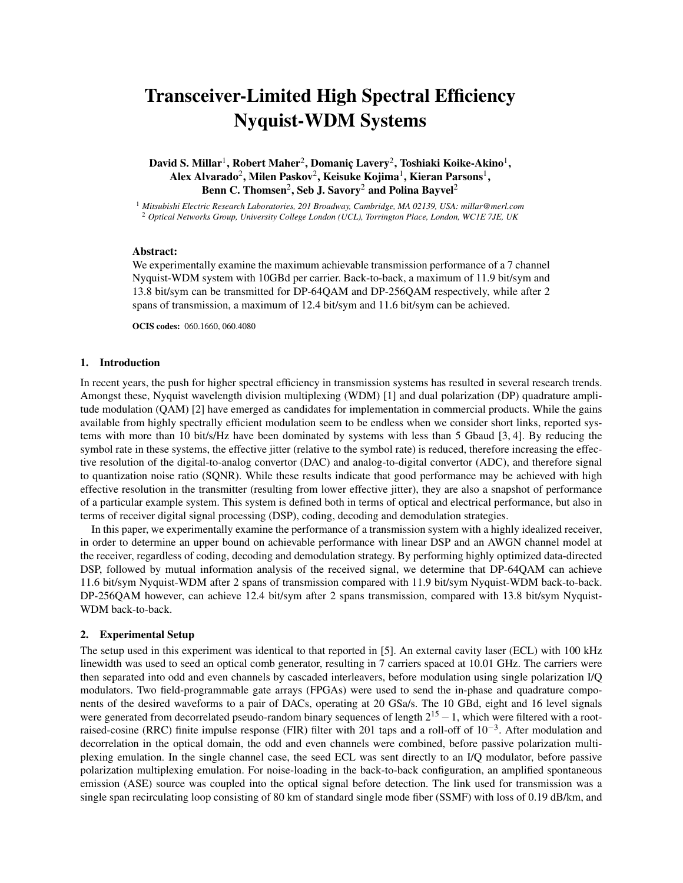# Transceiver-Limited High Spectral Efficiency Nyquist-WDM Systems

**David S. Millar[1], Robert Maher[2], Domaniç Lavery[2], Toshiaki Koike-Akino[1], Alex Alvarado[2], Milen Paskov[2], Keisuke Kojima[1], Kieran Parsons[1], Benn C. Thomsen[2], Seb J. Savory[2] and Polina Bayvel[2]**

[1] *Mitsubishi Electric Research Laboratories, 201 Broadway, Cambridge, MA 02139, USA: millar@merl.com*
[2] *Optical Networks Group, University College London (UCL), Torrington Place, London, WC1E 7JE, UK*

**Abstract:**
We experimentally examine the maximum achievable transmission performance of a 7 channel Nyquist-WDM system with 10GBd per carrier. Back-to-back, a maximum of 11.9 bit/sym and 13.8 bit/sym can be transmitted for DP-64QAM and DP-256QAM respectively, while after 2 spans of transmission, a maximum of 12.4 bit/sym and 11.6 bit/sym can be achieved.

**OCIS codes:** 060.1660, 060.4080

## 1. Introduction

In recent years, the push for higher spectral efficiency in transmission systems has resulted in several research trends. Amongst these, Nyquist wavelength division multiplexing (WDM) [1] and dual polarization (DP) quadrature amplitude modulation (QAM) [2] have emerged as candidates for implementation in commercial products. While the gains available from highly spectrally efficient modulation seem to be endless when we consider short links, reported systems with more than 10 bit/s/Hz have been dominated by systems with less than 5 Gbaud [3, 4]. By reducing the symbol rate in these systems, the effective jitter (relative to the symbol rate) is reduced, therefore increasing the effective resolution of the digital-to-analog convertor (DAC) and analog-to-digital convertor (ADC), and therefore signal to quantization noise ratio (SQNR). While these results indicate that good performance may be achieved with high effective resolution in the transmitter (resulting from lower effective jitter), they are also a snapshot of performance of a particular example system. This system is defined both in terms of optical and electrical performance, but also in terms of receiver digital signal processing (DSP), coding, decoding and demodulation strategies.

In this paper, we experimentally examine the performance of a transmission system with a highly idealized receiver, in order to determine an upper bound on achievable performance with linear DSP and an AWGN channel model at the receiver, regardless of coding, decoding and demodulation strategy. By performing highly optimized data-directed DSP, followed by mutual information analysis of the received signal, we determine that DP-64QAM can achieve 11.6 bit/sym Nyquist-WDM after 2 spans of transmission compared with 11.9 bit/sym Nyquist-WDM back-to-back. DP-256QAM however, can achieve 12.4 bit/sym after 2 spans transmission, compared with 13.8 bit/sym Nyquist-WDM back-to-back.

## 2. Experimental Setup

The setup used in this experiment was identical to that reported in [5]. An external cavity laser (ECL) with 100 kHz linewidth was used to seed an optical comb generator, resulting in 7 carriers spaced at 10.01 GHz. The carriers were then separated into odd and even channels by cascaded interleavers, before modulation using single polarization I/Q modulators. Two field-programmable gate arrays (FPGAs) were used to send the in-phase and quadrature components of the desired waveforms to a pair of DACs, operating at 20 GSa/s. The 10 GBd, eight and 16 level signals were generated from decorrelated pseudo-random binary sequences of length $2^{15}-1$, which were filtered with a root-raised-cosine (RRC) finite impulse response (FIR) filter with 201 taps and a roll-off of $10^{-3}$. After modulation and decorrelation in the optical domain, the odd and even channels were combined, before passive polarization multiplexing emulation. In the single channel case, the seed ECL was sent directly to an I/Q modulator, before passive polarization multiplexing emulation. For noise-loading in the back-to-back configuration, an amplified spontaneous emission (ASE) source was coupled into the optical signal before detection. The link used for transmission was a single span recirculating loop consisting of 80 km of standard single mode fiber (SSMF) with loss of 0.19 dB/km, and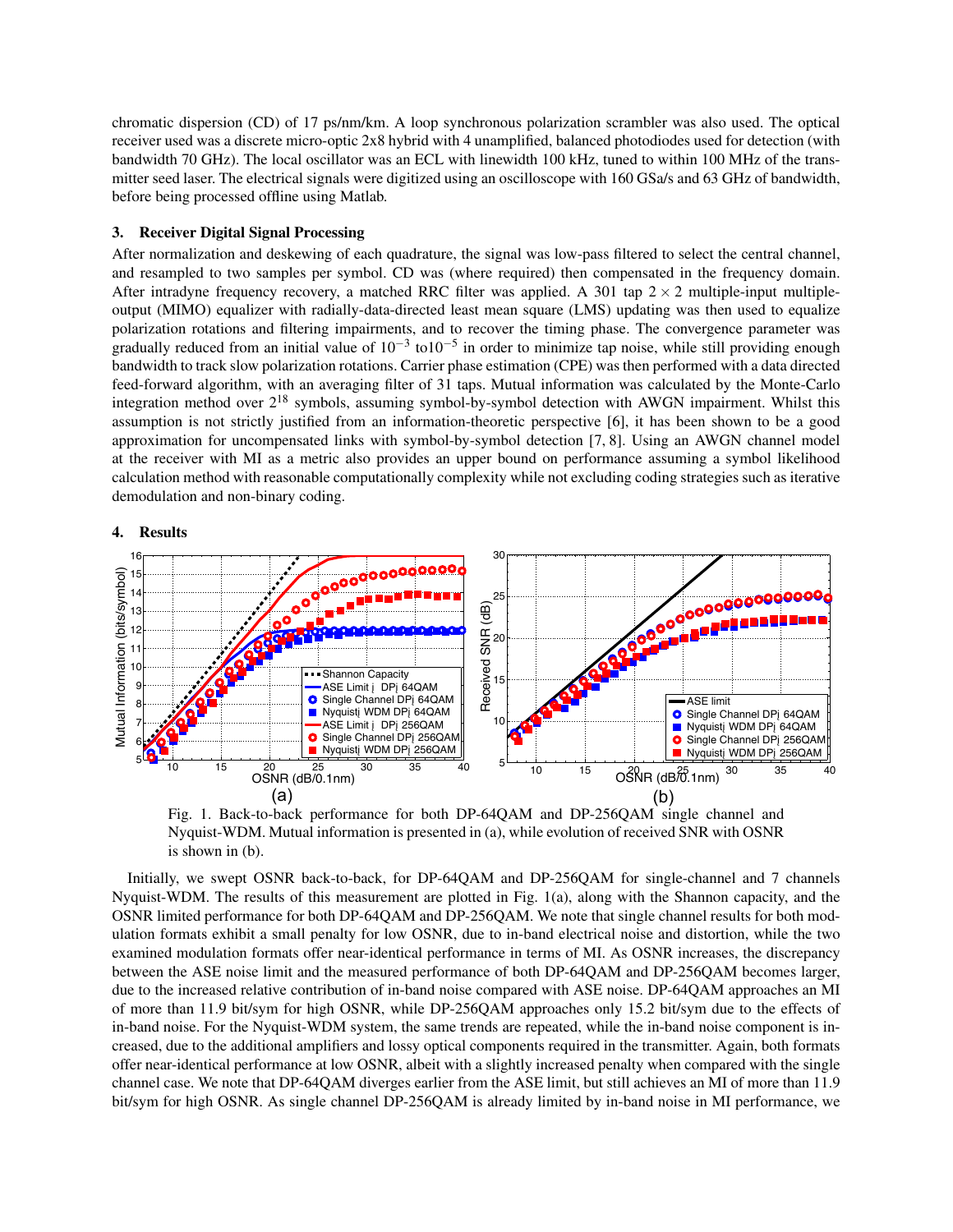chromatic dispersion (CD) of 17 ps/nm/km. A loop synchronous polarization scrambler was also used. The optical receiver used was a discrete micro-optic 2x8 hybrid with 4 unamplified, balanced photodiodes used for detection (with bandwidth 70 GHz). The local oscillator was an ECL with linewidth 100 kHz, tuned to within 100 MHz of the transmitter seed laser. The electrical signals were digitized using an oscilloscope with 160 GSa/s and 63 GHz of bandwidth, before being processed offline using Matlab.

## 3. Receiver Digital Signal Processing

After normalization and deskewing of each quadrature, the signal was low-pass filtered to select the central channel, and resampled to two samples per symbol. CD was (where required) then compensated in the frequency domain. After intradyne frequency recovery, a matched RRC filter was applied. A 301 tap $2 \times 2$ multiple-input multiple-output (MIMO) equalizer with radially-data-directed least mean square (LMS) updating was then used to equalize polarization rotations and filtering impairments, and to recover the timing phase. The convergence parameter was gradually reduced from an initial value of $10^{-3}$ to$10^{-5}$ in order to minimize tap noise, while still providing enough bandwidth to track slow polarization rotations. Carrier phase estimation (CPE) was then performed with a data directed feed-forward algorithm, with an averaging filter of 31 taps. Mutual information was calculated by the Monte-Carlo integration method over $2^{18}$ symbols, assuming symbol-by-symbol detection with AWGN impairment. Whilst this assumption is not strictly justified from an information-theoretic perspective [6], it has been shown to be a good approximation for uncompensated links with symbol-by-symbol detection [7, 8]. Using an AWGN channel model at the receiver with MI as a metric also provides an upper bound on performance assuming a symbol likelihood calculation method with reasonable computationally complexity while not excluding coding strategies such as iterative demodulation and non-binary coding.

## 4. Results

Fig. 1. Back-to-back performance for both DP-64QAM and DP-256QAM single channel and Nyquist-WDM. Mutual information is presented in (a), while evolution of received SNR with OSNR is shown in (b).

Initially, we swept OSNR back-to-back, for DP-64QAM and DP-256QAM for single-channel and 7 channels Nyquist-WDM. The results of this measurement are plotted in Fig. 1(a), along with the Shannon capacity, and the OSNR limited performance for both DP-64QAM and DP-256QAM. We note that single channel results for both modulation formats exhibit a small penalty for low OSNR, due to in-band electrical noise and distortion, while the two examined modulation formats offer near-identical performance in terms of MI. As OSNR increases, the discrepancy between the ASE noise limit and the measured performance of both DP-64QAM and DP-256QAM becomes larger, due to the increased relative contribution of in-band noise compared with ASE noise. DP-64QAM approaches an MI of more than 11.9 bit/sym for high OSNR, while DP-256QAM approaches only 15.2 bit/sym due to the effects of in-band noise. For the Nyquist-WDM system, the same trends are repeated, while the in-band noise component is increased, due to the additional amplifiers and lossy optical components required in the transmitter. Again, both formats offer near-identical performance at low OSNR, albeit with a slightly increased penalty when compared with the single channel case. We note that DP-64QAM diverges earlier from the ASE limit, but still achieves an MI of more than 11.9 bit/sym for high OSNR. As single channel DP-256QAM is already limited by in-band noise in MI performance, we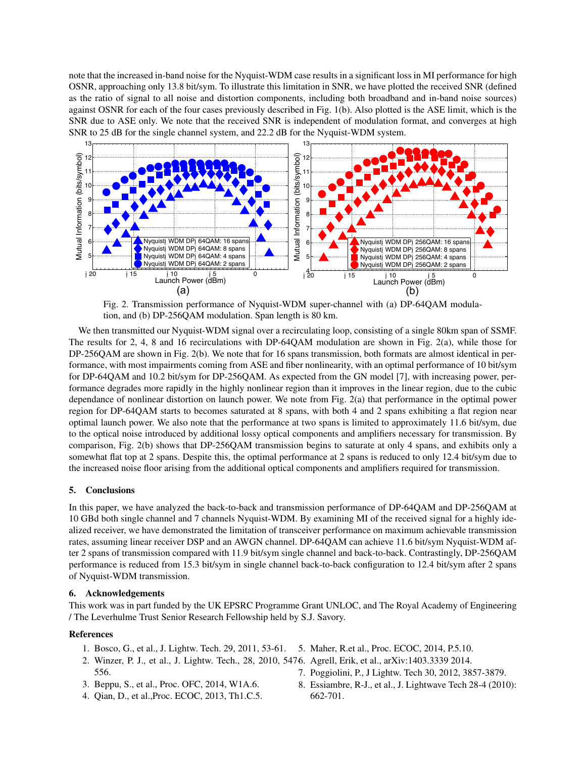note that the increased in-band noise for the Nyquist-WDM case results in a significant loss in MI performance for high OSNR, approaching only 13.8 bit/sym. To illustrate this limitation in SNR, we have plotted the received SNR (defined as the ratio of signal to all noise and distortion components, including both broadband and in-band noise sources) against OSNR for each of the four cases previously described in Fig. 1(b). Also plotted is the ASE limit, which is the SNR due to ASE only. We note that the received SNR is independent of modulation format, and converges at high SNR to 25 dB for the single channel system, and 22.2 dB for the Nyquist-WDM system.

Mutual Information (bits/symbol)
13
12
11
10
9
8
7
6
5
Nyquist¡ WDM DP¡ 64QAM: 16 spans
Nyquist¡ WDM DP¡ 64QAM: 8 spans
Nyquist¡ WDM DP¡ 64QAM: 4 spans
Nyquist¡ WDM DP¡ 64QAM: 2 spans
¡ 20 ¡ 15 ¡ 10 ¡ 5 0
Launch Power (dBm)
(a)

Mutual Information (bits/symbol)
13
12
11
10
9
8
7
6
5
4
Nyquist¡ WDM DP¡ 256QAM: 16 spans
Nyquist¡ WDM DP¡ 256QAM: 8 spans
Nyquist¡ WDM DP¡ 256QAM: 4 spans
Nyquist¡ WDM DP¡ 256QAM: 2 spans
¡ 20 ¡ 15 ¡ 10 ¡ 5 0
Launch Power (dBm)
(b)

Fig. 2. Transmission performance of Nyquist-WDM super-channel with (a) DP-64QAM modulation, and (b) DP-256QAM modulation. Span length is 80 km.

We then transmitted our Nyquist-WDM signal over a recirculating loop, consisting of a single 80km span of SSMF. The results for 2, 4, 8 and 16 recirculations with DP-64QAM modulation are shown in Fig. 2(a), while those for DP-256QAM are shown in Fig. 2(b). We note that for 16 spans transmission, both formats are almost identical in performance, with most impairments coming from ASE and fiber nonlinearity, with an optimal performance of 10 bit/sym for DP-64QAM and 10.2 bit/sym for DP-256QAM. As expected from the GN model [7], with increasing power, performance degrades more rapidly in the highly nonlinear region than it improves in the linear region, due to the cubic dependance of nonlinear distortion on launch power. We note from Fig. 2(a) that performance in the optimal power region for DP-64QAM starts to becomes saturated at 8 spans, with both 4 and 2 spans exhibiting a flat region near optimal launch power. We also note that the performance at two spans is limited to approximately 11.6 bit/sym, due to the optical noise introduced by additional lossy optical components and amplifiers necessary for transmission. By comparison, Fig. 2(b) shows that DP-256QAM transmission begins to saturate at only 4 spans, and exhibits only a somewhat flat top at 2 spans. Despite this, the optimal performance at 2 spans is reduced to only 12.4 bit/sym due to the increased noise floor arising from the additional optical components and amplifiers required for transmission.

## 5. Conclusions

In this paper, we have analyzed the back-to-back and transmission performance of DP-64QAM and DP-256QAM at 10 GBd both single channel and 7 channels Nyquist-WDM. By examining MI of the received signal for a highly idealized receiver, we have demonstrated the limitation of transceiver performance on maximum achievable transmission rates, assuming linear receiver DSP and an AWGN channel. DP-64QAM can achieve 11.6 bit/sym Nyquist-WDM after 2 spans of transmission compared with 11.9 bit/sym single channel and back-to-back. Contrastingly, DP-256QAM performance is reduced from 15.3 bit/sym in single channel back-to-back configuration to 12.4 bit/sym after 2 spans of Nyquist-WDM transmission.

## 6. Acknowledgements

This work was in part funded by the UK EPSRC Programme Grant UNLOC, and The Royal Academy of Engineering / The Leverhulme Trust Senior Research Fellowship held by S.J. Savory.

## References

1. Bosco, G., et al., J. Lightw. Tech. 29, 2011, 53-61.
2. Winzer, P. J., et al., J. Lightw. Tech., 28, 2010, 547-556.
3. Beppu, S., et al., Proc. OFC, 2014, W1A.6.
4. Qian, D., et al.,Proc. ECOC, 2013, Th1.C.5.
5. Maher, R.et al., Proc. ECOC, 2014, P.5.10.
6. Agrell, Erik, et al., arXiv:1403.3339 2014.
7. Poggiolini, P., J Lightw. Tech 30, 2012, 3857-3879.
8. Essiambre, R-J., et al., J. Lightwave Tech 28-4 (2010): 662-701.